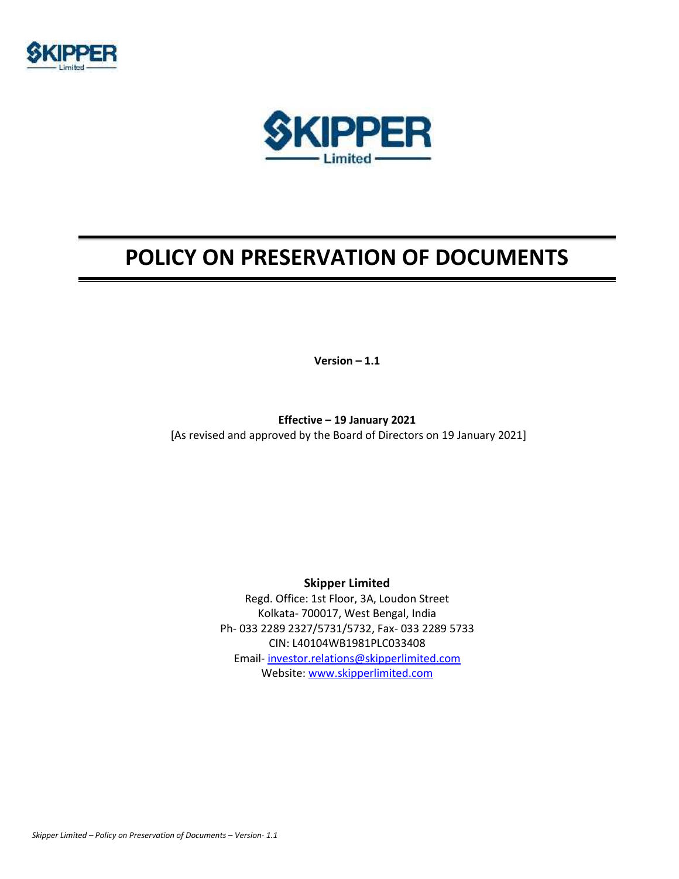# POLICY ON PRESERVATION OF DOCUMENTS

**Version – 1.1**

**Effective – 19 January 2021**
[As revised and approved by the Board of Directors on 19 January 2021]

**Skipper Limited**
Regd. Office: 1st Floor, 3A, Loudon Street
Kolkata- 700017, West Bengal, India
Ph- 033 2289 2327/5731/5732, Fax- 033 2289 5733
CIN: L40104WB1981PLC033408
Email- investor.relations@skipperlimited.com
Website: www.skipperlimited.com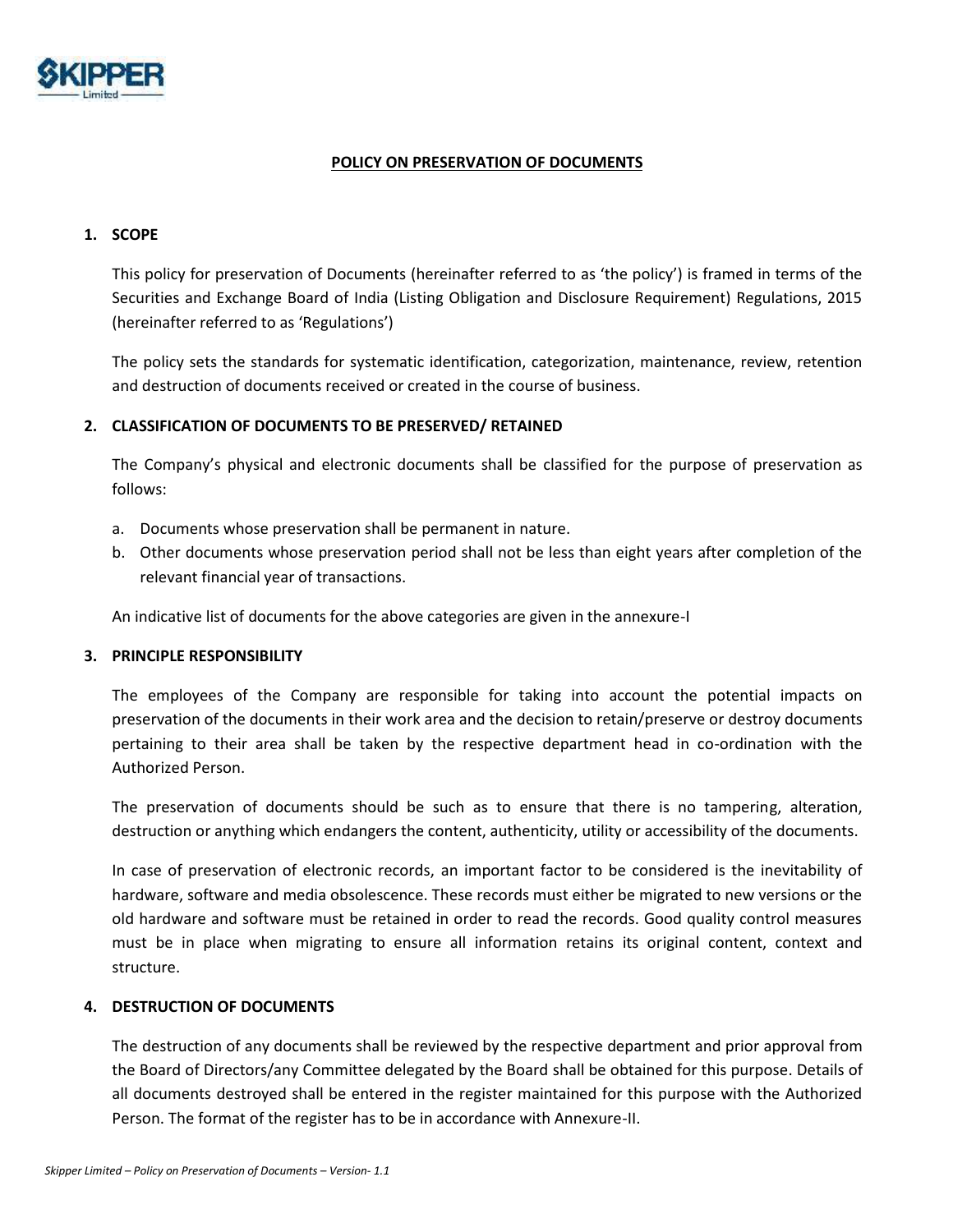## POLICY ON PRESERVATION OF DOCUMENTS

### 1. SCOPE

This policy for preservation of Documents (hereinafter referred to as 'the policy') is framed in terms of the Securities and Exchange Board of India (Listing Obligation and Disclosure Requirement) Regulations, 2015 (hereinafter referred to as 'Regulations')

The policy sets the standards for systematic identification, categorization, maintenance, review, retention and destruction of documents received or created in the course of business.

### 2. CLASSIFICATION OF DOCUMENTS TO BE PRESERVED/ RETAINED

The Company's physical and electronic documents shall be classified for the purpose of preservation as follows:

a. Documents whose preservation shall be permanent in nature.
b. Other documents whose preservation period shall not be less than eight years after completion of the relevant financial year of transactions.

An indicative list of documents for the above categories are given in the annexure-I

### 3. PRINCIPLE RESPONSIBILITY

The employees of the Company are responsible for taking into account the potential impacts on preservation of the documents in their work area and the decision to retain/preserve or destroy documents pertaining to their area shall be taken by the respective department head in co-ordination with the Authorized Person.

The preservation of documents should be such as to ensure that there is no tampering, alteration, destruction or anything which endangers the content, authenticity, utility or accessibility of the documents.

In case of preservation of electronic records, an important factor to be considered is the inevitability of hardware, software and media obsolescence. These records must either be migrated to new versions or the old hardware and software must be retained in order to read the records. Good quality control measures must be in place when migrating to ensure all information retains its original content, context and structure.

### 4. DESTRUCTION OF DOCUMENTS

The destruction of any documents shall be reviewed by the respective department and prior approval from the Board of Directors/any Committee delegated by the Board shall be obtained for this purpose. Details of all documents destroyed shall be entered in the register maintained for this purpose with the Authorized Person. The format of the register has to be in accordance with Annexure-II.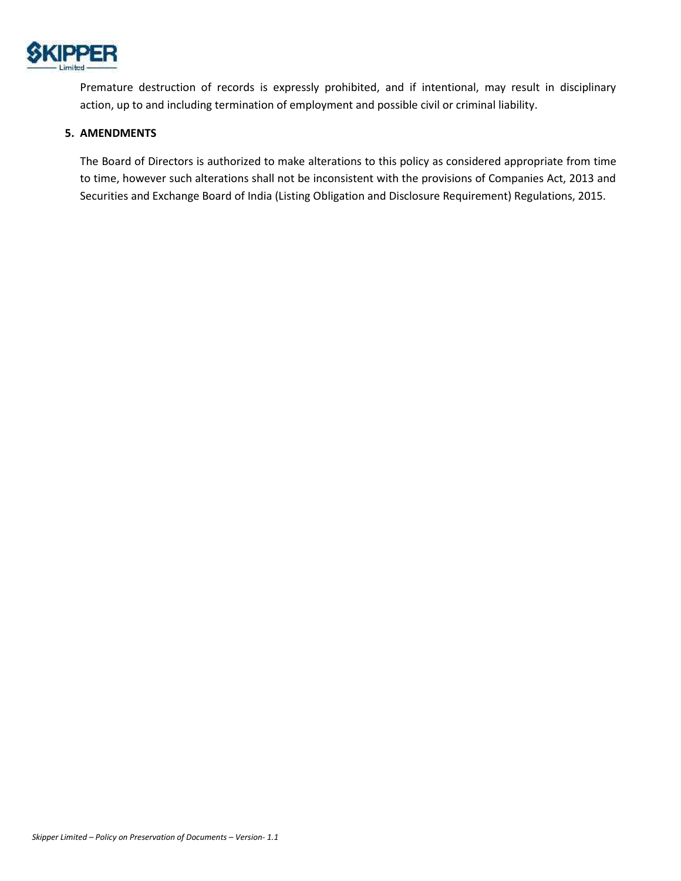Premature destruction of records is expressly prohibited, and if intentional, may result in disciplinary action, up to and including termination of employment and possible civil or criminal liability.

## 5. AMENDMENTS

The Board of Directors is authorized to make alterations to this policy as considered appropriate from time to time, however such alterations shall not be inconsistent with the provisions of Companies Act, 2013 and Securities and Exchange Board of India (Listing Obligation and Disclosure Requirement) Regulations, 2015.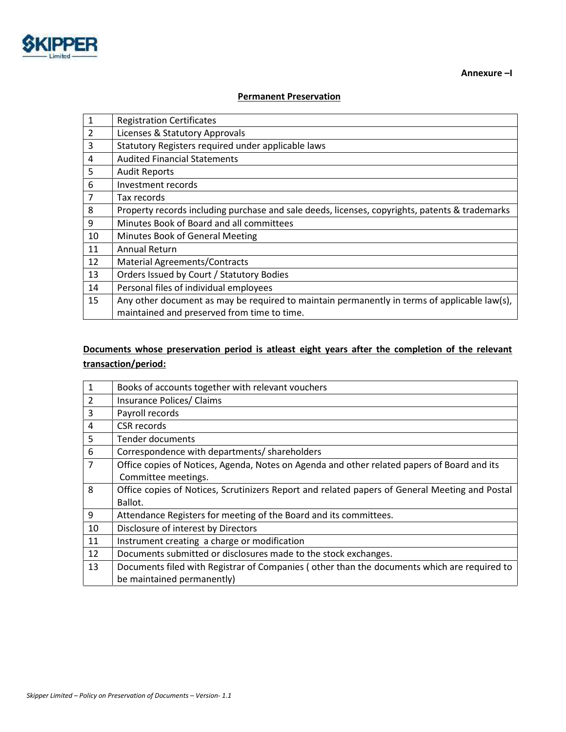**Annexure –I**

**Permanent Preservation**

| | |
|---|---|
| 1 | Registration Certificates |
| 2 | Licenses & Statutory Approvals |
| 3 | Statutory Registers required under applicable laws |
| 4 | Audited Financial Statements |
| 5 | Audit Reports |
| 6 | Investment records |
| 7 | Tax records |
| 8 | Property records including purchase and sale deeds, licenses, copyrights, patents & trademarks |
| 9 | Minutes Book of Board and all committees |
| 10 | Minutes Book of General Meeting |
| 11 | Annual Return |
| 12 | Material Agreements/Contracts |
| 13 | Orders Issued by Court / Statutory Bodies |
| 14 | Personal files of individual employees |
| 15 | Any other document as may be required to maintain permanently in terms of applicable law(s), maintained and preserved from time to time. |

**Documents whose preservation period is atleast eight years after the completion of the relevant transaction/period:**

| | |
|---|---|
| 1 | Books of accounts together with relevant vouchers |
| 2 | Insurance Polices/ Claims |
| 3 | Payroll records |
| 4 | CSR records |
| 5 | Tender documents |
| 6 | Correspondence with departments/ shareholders |
| 7 | Office copies of Notices, Agenda, Notes on Agenda and other related papers of Board and its Committee meetings. |
| 8 | Office copies of Notices, Scrutinizers Report and related papers of General Meeting and Postal Ballot. |
| 9 | Attendance Registers for meeting of the Board and its committees. |
| 10 | Disclosure of interest by Directors |
| 11 | Instrument creating a charge or modification |
| 12 | Documents submitted or disclosures made to the stock exchanges. |
| 13 | Documents filed with Registrar of Companies ( other than the documents which are required to be maintained permanently) |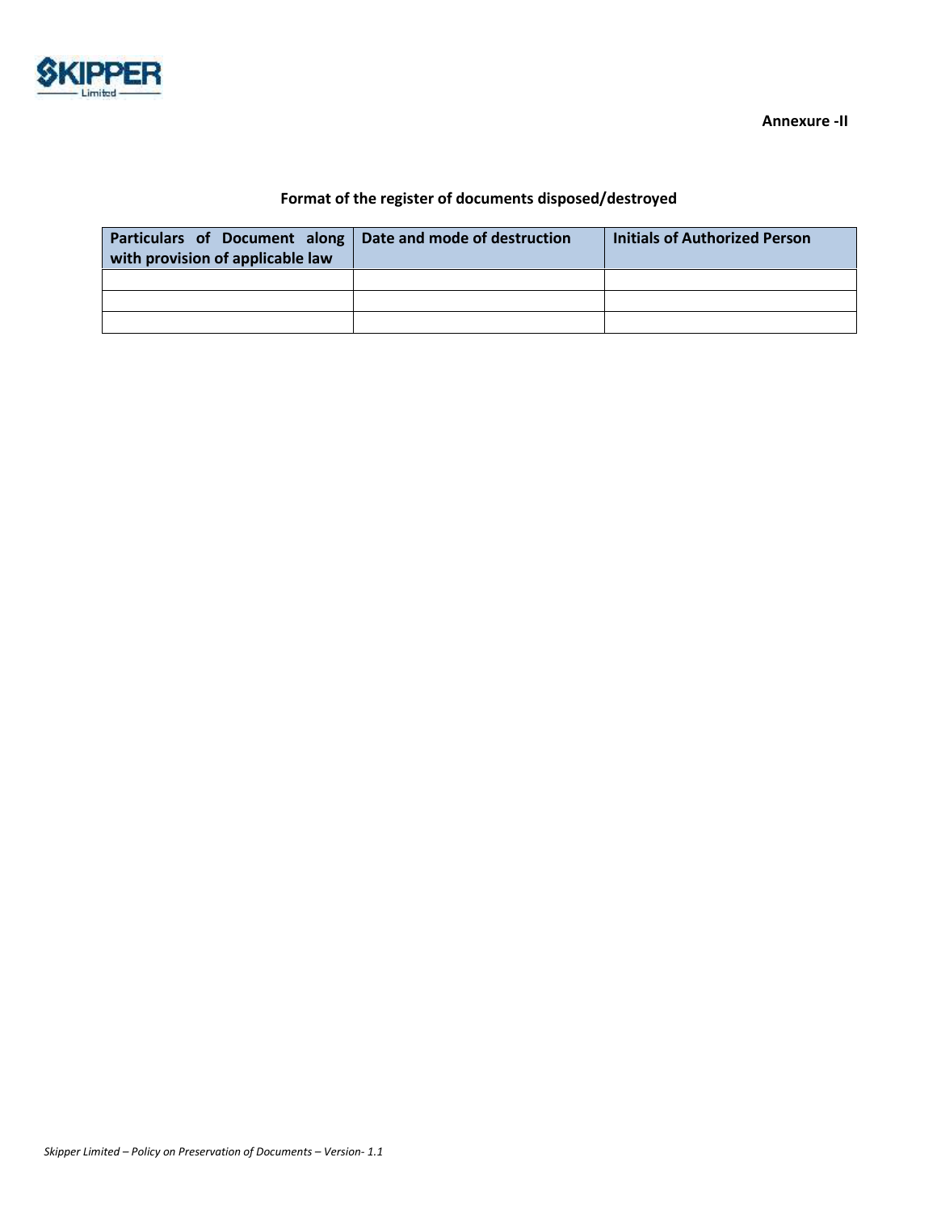**Annexure -II**

## Format of the register of documents disposed/destroyed

| Particulars of Document along with provision of applicable law | Date and mode of destruction | Initials of Authorized Person |
|---|---|---|
| | | |
| | | |
| | | |